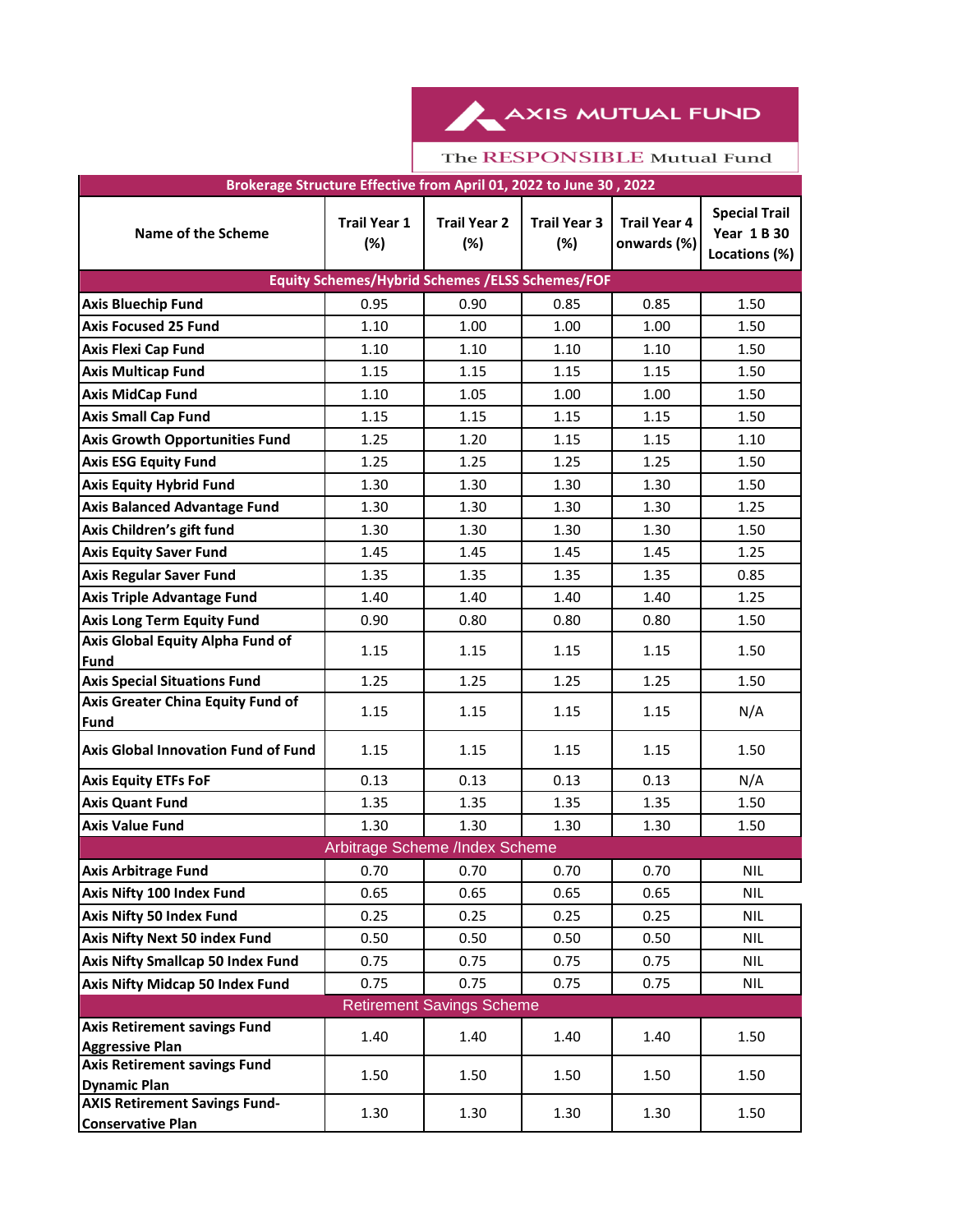AXIS MUTUAL FUND

The RESPONSIBLE Mutual Fund

**Brokerage Structure Effective from April 01, 2022 to June 30 , 2022**

| Name of the Scheme | Trail Year 1 (%) | Trail Year 2 (%) | Trail Year 3 (%) | Trail Year 4 onwards (%) | Special Trail Year 1 B 30 Locations (%) |
|---|---|---|---|---|---|
| **Equity Schemes/Hybrid Schemes /ELSS Schemes/FOF** | | | | | |
| **Axis Bluechip Fund** | 0.95 | 0.90 | 0.85 | 0.85 | 1.50 |
| **Axis Focused 25 Fund** | 1.10 | 1.00 | 1.00 | 1.00 | 1.50 |
| **Axis Flexi Cap Fund** | 1.10 | 1.10 | 1.10 | 1.10 | 1.50 |
| **Axis Multicap Fund** | 1.15 | 1.15 | 1.15 | 1.15 | 1.50 |
| **Axis MidCap Fund** | 1.10 | 1.05 | 1.00 | 1.00 | 1.50 |
| **Axis Small Cap Fund** | 1.15 | 1.15 | 1.15 | 1.15 | 1.50 |
| **Axis Growth Opportunities Fund** | 1.25 | 1.20 | 1.15 | 1.15 | 1.10 |
| **Axis ESG Equity Fund** | 1.25 | 1.25 | 1.25 | 1.25 | 1.50 |
| **Axis Equity Hybrid Fund** | 1.30 | 1.30 | 1.30 | 1.30 | 1.50 |
| **Axis Balanced Advantage Fund** | 1.30 | 1.30 | 1.30 | 1.30 | 1.25 |
| **Axis Children's gift fund** | 1.30 | 1.30 | 1.30 | 1.30 | 1.50 |
| **Axis Equity Saver Fund** | 1.45 | 1.45 | 1.45 | 1.45 | 1.25 |
| **Axis Regular Saver Fund** | 1.35 | 1.35 | 1.35 | 1.35 | 0.85 |
| **Axis Triple Advantage Fund** | 1.40 | 1.40 | 1.40 | 1.40 | 1.25 |
| **Axis Long Term Equity Fund** | 0.90 | 0.80 | 0.80 | 0.80 | 1.50 |
| **Axis Global Equity Alpha Fund of Fund** | 1.15 | 1.15 | 1.15 | 1.15 | 1.50 |
| **Axis Special Situations Fund** | 1.25 | 1.25 | 1.25 | 1.25 | 1.50 |
| **Axis Greater China Equity Fund of Fund** | 1.15 | 1.15 | 1.15 | 1.15 | N/A |
| **Axis Global Innovation Fund of Fund** | 1.15 | 1.15 | 1.15 | 1.15 | 1.50 |
| **Axis Equity ETFs FoF** | 0.13 | 0.13 | 0.13 | 0.13 | N/A |
| **Axis Quant Fund** | 1.35 | 1.35 | 1.35 | 1.35 | 1.50 |
| **Axis Value Fund** | 1.30 | 1.30 | 1.30 | 1.30 | 1.50 |
| Arbitrage Scheme /Index Scheme | | | | | |
| **Axis Arbitrage Fund** | 0.70 | 0.70 | 0.70 | 0.70 | NIL |
| **Axis Nifty 100 Index Fund** | 0.65 | 0.65 | 0.65 | 0.65 | NIL |
| **Axis Nifty 50 Index Fund** | 0.25 | 0.25 | 0.25 | 0.25 | NIL |
| **Axis Nifty Next 50 index Fund** | 0.50 | 0.50 | 0.50 | 0.50 | NIL |
| **Axis Nifty Smallcap 50 Index Fund** | 0.75 | 0.75 | 0.75 | 0.75 | NIL |
| **Axis Nifty Midcap 50 Index Fund** | 0.75 | 0.75 | 0.75 | 0.75 | NIL |
| Retirement Savings Scheme | | | | | |
| **Axis Retirement savings Fund Aggressive Plan** | 1.40 | 1.40 | 1.40 | 1.40 | 1.50 |
| **Axis Retirement savings Fund Dynamic Plan** | 1.50 | 1.50 | 1.50 | 1.50 | 1.50 |
| **AXIS Retirement Savings Fund-Conservative Plan** | 1.30 | 1.30 | 1.30 | 1.30 | 1.50 |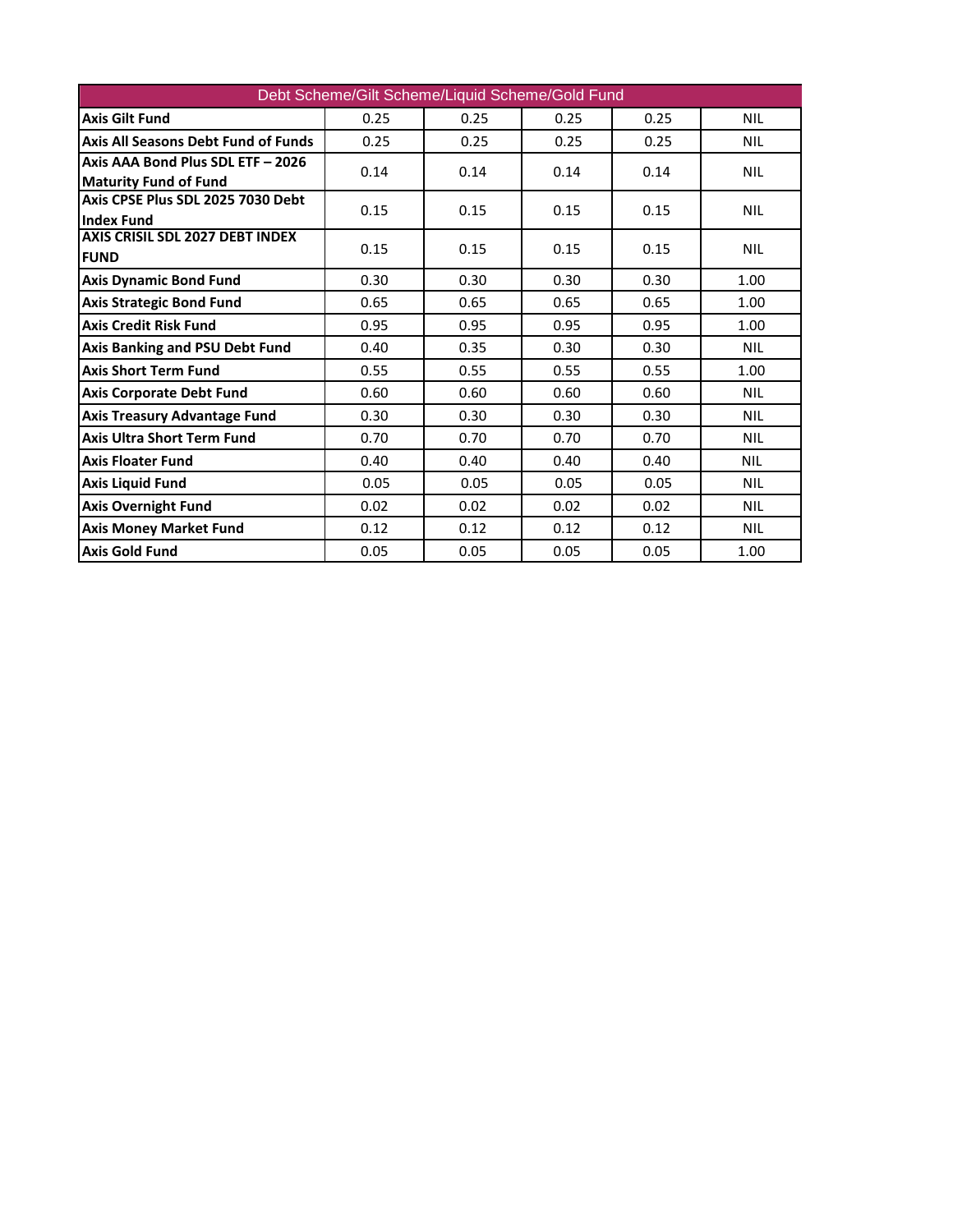| Debt Scheme/Gilt Scheme/Liquid Scheme/Gold Fund | | | | | |
|---|---|---|---|---|---|
| **Axis Gilt Fund** | 0.25 | 0.25 | 0.25 | 0.25 | NIL |
| **Axis All Seasons Debt Fund of Funds** | 0.25 | 0.25 | 0.25 | 0.25 | NIL |
| **Axis AAA Bond Plus SDL ETF – 2026 Maturity Fund of Fund** | 0.14 | 0.14 | 0.14 | 0.14 | NIL |
| **Axis CPSE Plus SDL 2025 7030 Debt Index Fund** | 0.15 | 0.15 | 0.15 | 0.15 | NIL |
| **AXIS CRISIL SDL 2027 DEBT INDEX FUND** | 0.15 | 0.15 | 0.15 | 0.15 | NIL |
| **Axis Dynamic Bond Fund** | 0.30 | 0.30 | 0.30 | 0.30 | 1.00 |
| **Axis Strategic Bond Fund** | 0.65 | 0.65 | 0.65 | 0.65 | 1.00 |
| **Axis Credit Risk Fund** | 0.95 | 0.95 | 0.95 | 0.95 | 1.00 |
| **Axis Banking and PSU Debt Fund** | 0.40 | 0.35 | 0.30 | 0.30 | NIL |
| **Axis Short Term Fund** | 0.55 | 0.55 | 0.55 | 0.55 | 1.00 |
| **Axis Corporate Debt Fund** | 0.60 | 0.60 | 0.60 | 0.60 | NIL |
| **Axis Treasury Advantage Fund** | 0.30 | 0.30 | 0.30 | 0.30 | NIL |
| **Axis Ultra Short Term Fund** | 0.70 | 0.70 | 0.70 | 0.70 | NIL |
| **Axis Floater Fund** | 0.40 | 0.40 | 0.40 | 0.40 | NIL |
| **Axis Liquid Fund** | 0.05 | 0.05 | 0.05 | 0.05 | NIL |
| **Axis Overnight Fund** | 0.02 | 0.02 | 0.02 | 0.02 | NIL |
| **Axis Money Market Fund** | 0.12 | 0.12 | 0.12 | 0.12 | NIL |
| **Axis Gold Fund** | 0.05 | 0.05 | 0.05 | 0.05 | 1.00 |